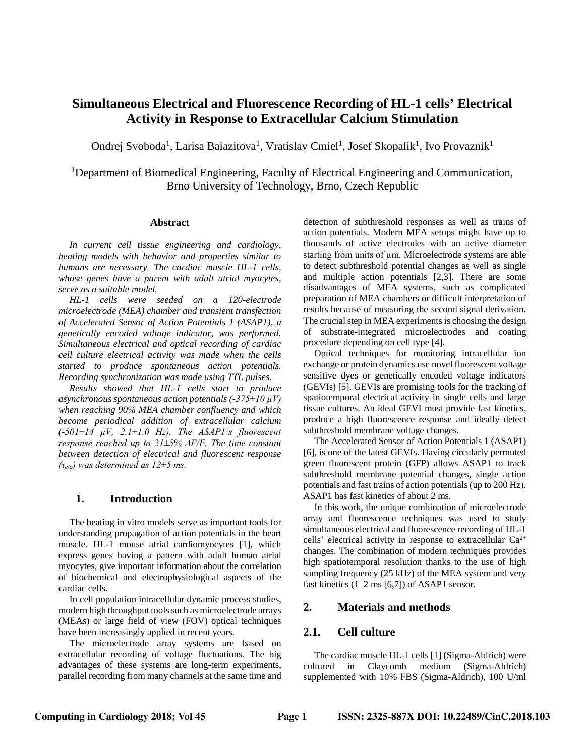# Simultaneous Electrical and Fluorescence Recording of HL-1 cells' Electrical Activity in Response to Extracellular Calcium Stimulation

Ondrej Svoboda[1], Larisa Baiazitova[1], Vratislav Cmiel[1], Josef Skopalik[1], Ivo Provaznik[1]

[1]Department of Biomedical Engineering, Faculty of Electrical Engineering and Communication, Brno University of Technology, Brno, Czech Republic

### Abstract

*In current cell tissue engineering and cardiology, beating models with behavior and properties similar to humans are necessary. The cardiac muscle HL-1 cells, whose genes have a parent with adult atrial myocytes, serve as a suitable model.*

*HL-1 cells were seeded on a 120-electrode microelectrode (MEA) chamber and transient transfection of Accelerated Sensor of Action Potentials 1 (ASAP1), a genetically encoded voltage indicator, was performed. Simultaneous electrical and optical recording of cardiac cell culture electrical activity was made when the cells started to produce spontaneous action potentials. Recording synchronization was made using TTL pulses.*

*Results showed that HL-1 cells start to produce asynchronous spontaneous action potentials (-375±10 μV) when reaching 90% MEA chamber confluency and which become periodical addition of extracellular calcium (-501±14 μV, 2.1±1.0 Hz). The ASAP1's fluorescent response reached up to 21±5% ΔF/F. The time constant between detection of electrical and fluorescent response ($\tau_{e/o}$) was determined as 12±5 ms.*

## 1. Introduction

The beating in vitro models serve as important tools for understanding propagation of action potentials in the heart muscle. HL-1 mouse atrial cardiomyocytes [1], which express genes having a pattern with adult human atrial myocytes, give important information about the correlation of biochemical and electrophysiological aspects of the cardiac cells.

In cell population intracellular dynamic process studies, modern high throughput tools such as microelectrode arrays (MEAs) or large field of view (FOV) optical techniques have been increasingly applied in recent years.

The microelectrode array systems are based on extracellular recording of voltage fluctuations. The big advantages of these systems are long-term experiments, parallel recording from many channels at the same time and detection of subthreshold responses as well as trains of action potentials. Modern MEA setups might have up to thousands of active electrodes with an active diameter starting from units of μm. Microelectrode systems are able to detect subthreshold potential changes as well as single and multiple action potentials [2,3]. There are some disadvantages of MEA systems, such as complicated preparation of MEA chambers or difficult interpretation of results because of measuring the second signal derivation. The crucial step in MEA experiments is choosing the design of substrate-integrated microelectrodes and coating procedure depending on cell type [4].

Optical techniques for monitoring intracellular ion exchange or protein dynamics use novel fluorescent voltage sensitive dyes or genetically encoded voltage indicators (GEVIs) [5]. GEVIs are promising tools for the tracking of spatiotemporal electrical activity in single cells and large tissue cultures. An ideal GEVI must provide fast kinetics, produce a high fluorescence response and ideally detect subthreshold membrane voltage changes.

The Accelerated Sensor of Action Potentials 1 (ASAP1) [6], is one of the latest GEVIs. Having circularly permuted green fluorescent protein (GFP) allows ASAP1 to track subthreshold membrane potential changes, single action potentials and fast trains of action potentials (up to 200 Hz). ASAP1 has fast kinetics of about 2 ms.

In this work, the unique combination of microelectrode array and fluorescence techniques was used to study simultaneous electrical and fluorescence recording of HL-1 cells' electrical activity in response to extracellular $Ca^{2+}$ changes. The combination of modern techniques provides high spatiotemporal resolution thanks to the use of high sampling frequency (25 kHz) of the MEA system and very fast kinetics (1–2 ms [6,7]) of ASAP1 sensor.

## 2. Materials and methods

## 2.1. Cell culture

The cardiac muscle HL-1 cells [1] (Sigma-Aldrich) were cultured in Claycomb medium (Sigma-Aldrich) supplemented with 10% FBS (Sigma-Aldrich), 100 U/ml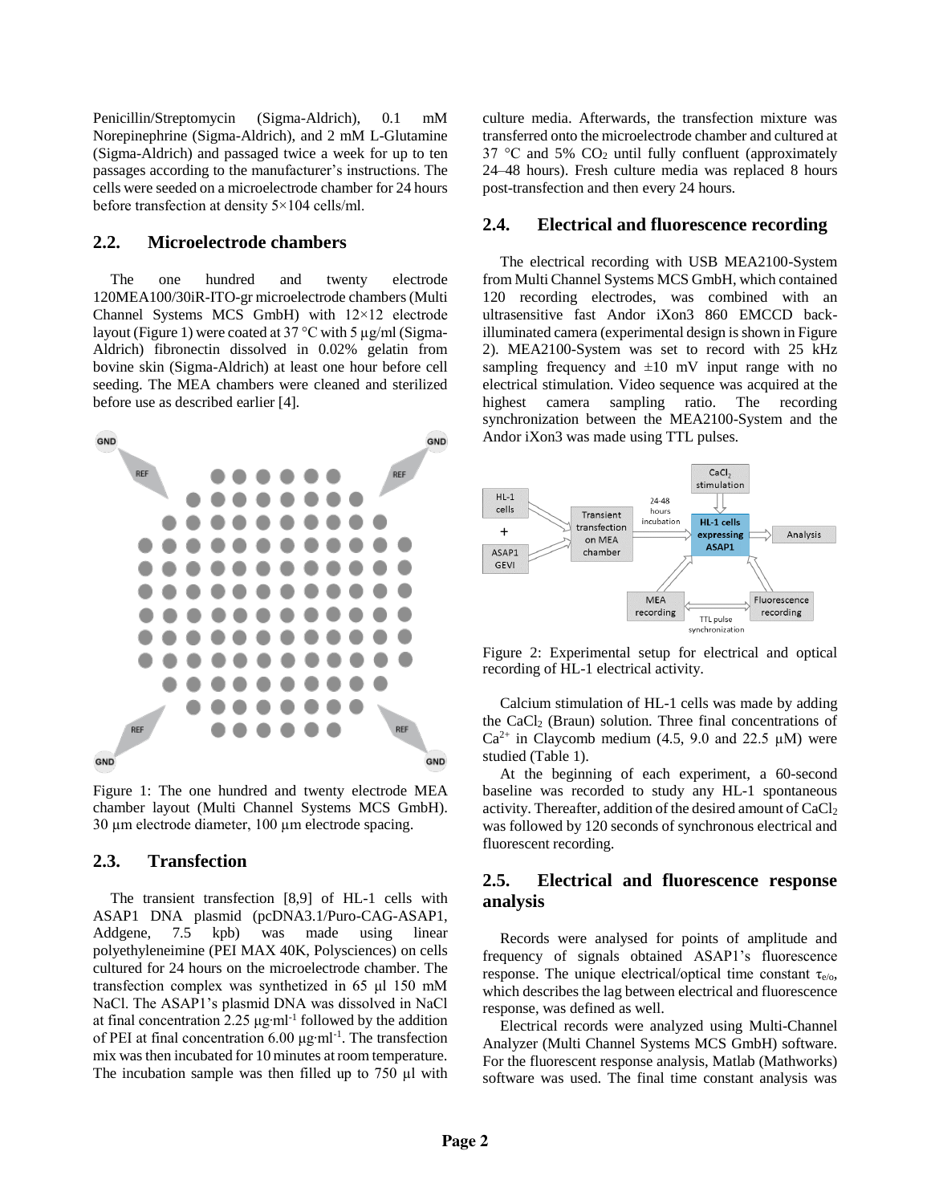Penicillin/Streptomycin (Sigma-Aldrich), 0.1 mM Norepinephrine (Sigma-Aldrich), and 2 mM L-Glutamine (Sigma-Aldrich) and passaged twice a week for up to ten passages according to the manufacturer's instructions. The cells were seeded on a microelectrode chamber for 24 hours before transfection at density 5×104 cells/ml.

## 2.2. Microelectrode chambers

The one hundred and twenty electrode 120MEA100/30iR-ITO-gr microelectrode chambers (Multi Channel Systems MCS GmbH) with 12×12 electrode layout (Figure 1) were coated at 37 °C with 5 µg/ml (Sigma-Aldrich) fibronectin dissolved in 0.02% gelatin from bovine skin (Sigma-Aldrich) at least one hour before cell seeding. The MEA chambers were cleaned and sterilized before use as described earlier [4].

Figure 1: The one hundred and twenty electrode MEA chamber layout (Multi Channel Systems MCS GmbH). 30 µm electrode diameter, 100 µm electrode spacing.

## 2.3. Transfection

The transient transfection [8,9] of HL-1 cells with ASAP1 DNA plasmid (pcDNA3.1/Puro-CAG-ASAP1, Addgene, 7.5 kpb) was made using linear polyethyleneimine (PEI MAX 40K, Polysciences) on cells cultured for 24 hours on the microelectrode chamber. The transfection complex was synthetized in 65 µl 150 mM NaCl. The ASAP1's plasmid DNA was dissolved in NaCl at final concentration 2.25 µg·ml$^{-1}$ followed by the addition of PEI at final concentration 6.00 µg·ml$^{-1}$. The transfection mix was then incubated for 10 minutes at room temperature. The incubation sample was then filled up to 750 µl with culture media. Afterwards, the transfection mixture was transferred onto the microelectrode chamber and cultured at 37 °C and 5% $CO_2$ until fully confluent (approximately 24–48 hours). Fresh culture media was replaced 8 hours post-transfection and then every 24 hours.

## 2.4. Electrical and fluorescence recording

The electrical recording with USB MEA2100-System from Multi Channel Systems MCS GmbH, which contained 120 recording electrodes, was combined with an ultrasensitive fast Andor iXon3 860 EMCCD back-illuminated camera (experimental design is shown in Figure 2). MEA2100-System was set to record with 25 kHz sampling frequency and ±10 mV input range with no electrical stimulation. Video sequence was acquired at the highest camera sampling ratio. The recording synchronization between the MEA2100-System and the Andor iXon3 was made using TTL pulses.

Figure 2: Experimental setup for electrical and optical recording of HL-1 electrical activity.

Calcium stimulation of HL-1 cells was made by adding the $CaCl_2$ (Braun) solution. Three final concentrations of $Ca^{2+}$ in Claycomb medium (4.5, 9.0 and 22.5 µM) were studied (Table 1).

At the beginning of each experiment, a 60-second baseline was recorded to study any HL-1 spontaneous activity. Thereafter, addition of the desired amount of $CaCl_2$ was followed by 120 seconds of synchronous electrical and fluorescent recording.

## 2.5. Electrical and fluorescence response analysis

Records were analysed for points of amplitude and frequency of signals obtained ASAP1's fluorescence response. The unique electrical/optical time constant $\tau_{e/o}$, which describes the lag between electrical and fluorescence response, was defined as well.

Electrical records were analyzed using Multi-Channel Analyzer (Multi Channel Systems MCS GmbH) software. For the fluorescent response analysis, Matlab (Mathworks) software was used. The final time constant analysis was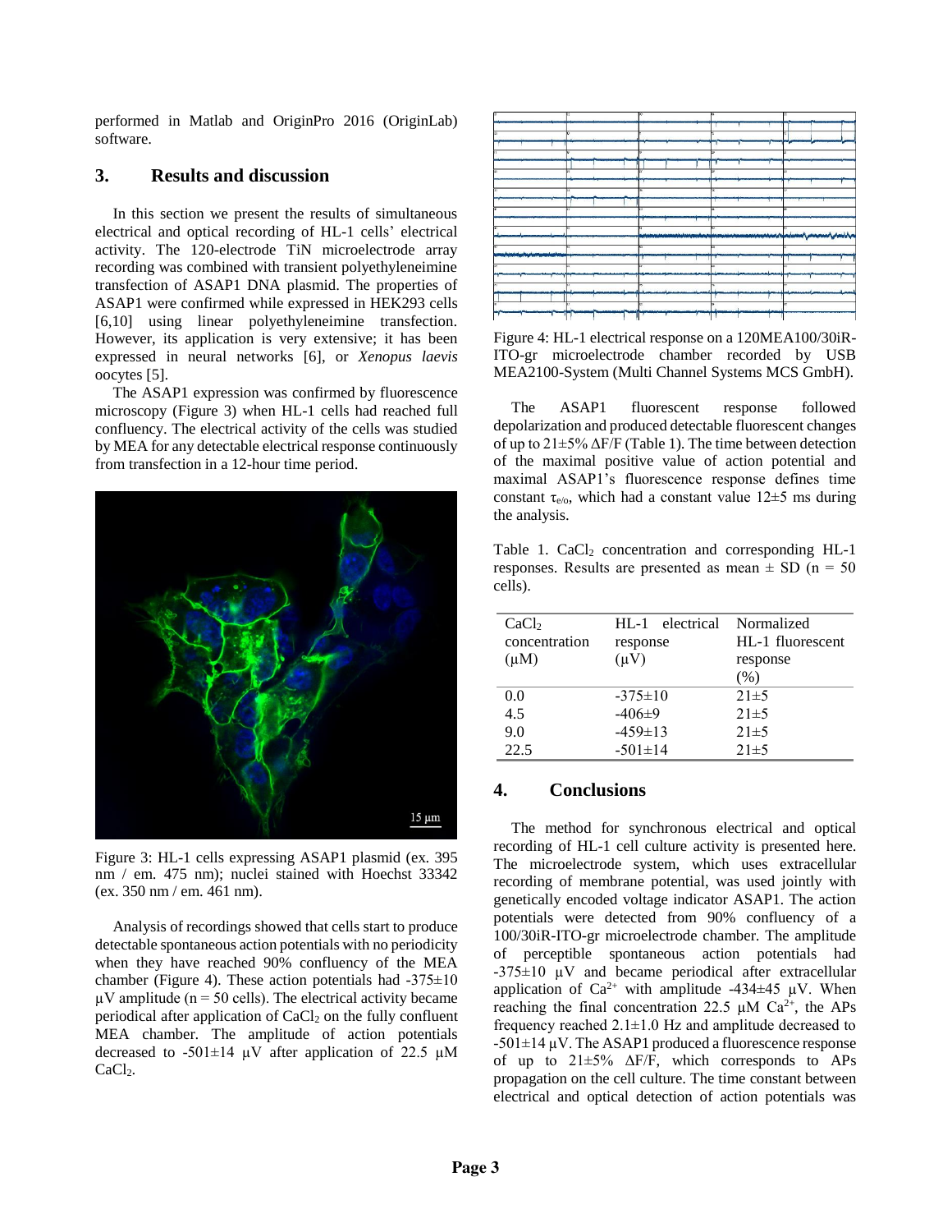performed in Matlab and OriginPro 2016 (OriginLab) software.

## 3. Results and discussion

In this section we present the results of simultaneous electrical and optical recording of HL-1 cells' electrical activity. The 120-electrode TiN microelectrode array recording was combined with transient polyethyleneimine transfection of ASAP1 DNA plasmid. The properties of ASAP1 were confirmed while expressed in HEK293 cells [6,10] using linear polyethyleneimine transfection. However, its application is very extensive; it has been expressed in neural networks [6], or *Xenopus laevis* oocytes [5].

The ASAP1 expression was confirmed by fluorescence microscopy (Figure 3) when HL-1 cells had reached full confluency. The electrical activity of the cells was studied by MEA for any detectable electrical response continuously from transfection in a 12-hour time period.

Figure 3: HL-1 cells expressing ASAP1 plasmid (ex. 395 nm / em. 475 nm); nuclei stained with Hoechst 33342 (ex. 350 nm / em. 461 nm).

Analysis of recordings showed that cells start to produce detectable spontaneous action potentials with no periodicity when they have reached 90% confluency of the MEA chamber (Figure 4). These action potentials had -375±10 μV amplitude (n = 50 cells). The electrical activity became periodical after application of $CaCl_2$ on the fully confluent MEA chamber. The amplitude of action potentials decreased to -501±14 μV after application of 22.5 μM $CaCl_2$.

Figure 4: HL-1 electrical response on a 120MEA100/30iR-ITO-gr microelectrode chamber recorded by USB MEA2100-System (Multi Channel Systems MCS GmbH).

The ASAP1 fluorescent response followed depolarization and produced detectable fluorescent changes of up to 21±5% ΔF/F (Table 1). The time between detection of the maximal positive value of action potential and maximal ASAP1's fluorescence response defines time constant $\tau_{e/o}$, which had a constant value 12±5 ms during the analysis.

Table 1. $CaCl_2$ concentration and corresponding HL-1 responses. Results are presented as mean ± SD (n = 50 cells).

| $CaCl_2$ concentration (μM) | HL-1 electrical response (μV) | Normalized HL-1 fluorescent response (%) |
|---|---|---|
| 0.0 | -375±10 | 21±5 |
| 4.5 | -406±9 | 21±5 |
| 9.0 | -459±13 | 21±5 |
| 22.5 | -501±14 | 21±5 |

## 4. Conclusions

The method for synchronous electrical and optical recording of HL-1 cell culture activity is presented here. The microelectrode system, which uses extracellular recording of membrane potential, was used jointly with genetically encoded voltage indicator ASAP1. The action potentials were detected from 90% confluency of a 100/30iR-ITO-gr microelectrode chamber. The amplitude of perceptible spontaneous action potentials had -375±10 μV and became periodical after extracellular application of $Ca^{2+}$ with amplitude -434±45 μV. When reaching the final concentration 22.5 μM $Ca^{2+}$, the APs frequency reached 2.1±1.0 Hz and amplitude decreased to -501±14 μV. The ASAP1 produced a fluorescence response of up to 21±5% ΔF/F, which corresponds to APs propagation on the cell culture. The time constant between electrical and optical detection of action potentials was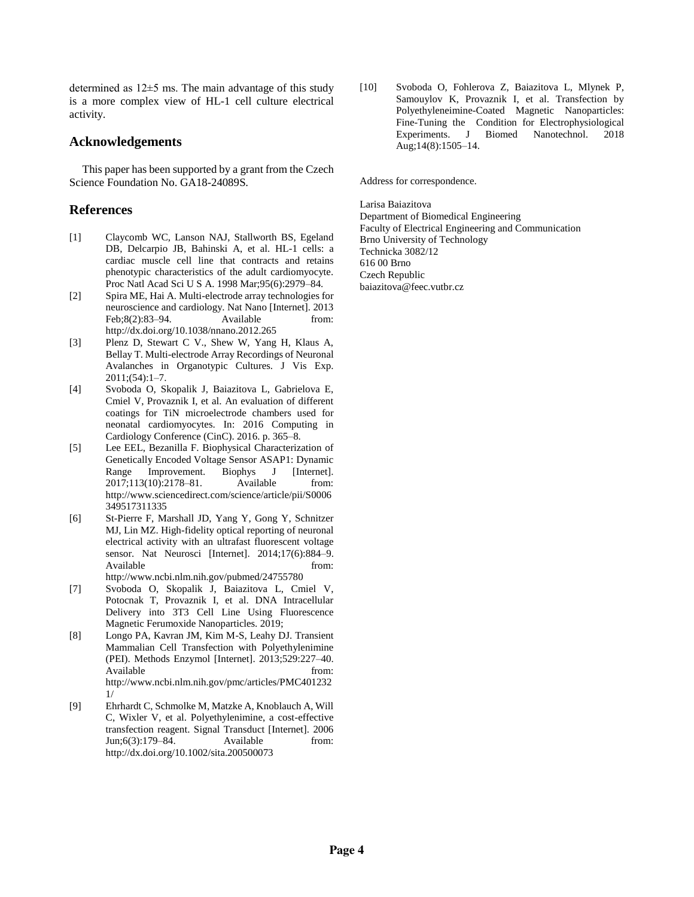determined as 12±5 ms. The main advantage of this study is a more complex view of HL-1 cell culture electrical activity.

## Acknowledgements

This paper has been supported by a grant from the Czech Science Foundation No. GA18-24089S.

## References

[1] Claycomb WC, Lanson NAJ, Stallworth BS, Egeland DB, Delcarpio JB, Bahinski A, et al. HL-1 cells: a cardiac muscle cell line that contracts and retains phenotypic characteristics of the adult cardiomyocyte. Proc Natl Acad Sci U S A. 1998 Mar;95(6):2979–84.

[2] Spira ME, Hai A. Multi-electrode array technologies for neuroscience and cardiology. Nat Nano [Internet]. 2013 Feb;8(2):83–94. Available from: http://dx.doi.org/10.1038/nnano.2012.265

[3] Plenz D, Stewart C V., Shew W, Yang H, Klaus A, Bellay T. Multi-electrode Array Recordings of Neuronal Avalanches in Organotypic Cultures. J Vis Exp. 2011;(54):1–7.

[4] Svoboda O, Skopalik J, Baiazitova L, Gabrielova E, Cmiel V, Provaznik I, et al. An evaluation of different coatings for TiN microelectrode chambers used for neonatal cardiomyocytes. In: 2016 Computing in Cardiology Conference (CinC). 2016. p. 365–8.

[5] Lee EEL, Bezanilla F. Biophysical Characterization of Genetically Encoded Voltage Sensor ASAP1: Dynamic Range Improvement. Biophys J [Internet]. 2017;113(10):2178–81. Available from: http://www.sciencedirect.com/science/article/pii/S0006349517311335

[6] St-Pierre F, Marshall JD, Yang Y, Gong Y, Schnitzer MJ, Lin MZ. High-fidelity optical reporting of neuronal electrical activity with an ultrafast fluorescent voltage sensor. Nat Neurosci [Internet]. 2014;17(6):884–9. Available from: http://www.ncbi.nlm.nih.gov/pubmed/24755780

[7] Svoboda O, Skopalik J, Baiazitova L, Cmiel V, Potocnak T, Provaznik I, et al. DNA Intracellular Delivery into 3T3 Cell Line Using Fluorescence Magnetic Ferumoxide Nanoparticles. 2019;

[8] Longo PA, Kavran JM, Kim M-S, Leahy DJ. Transient Mammalian Cell Transfection with Polyethylenimine (PEI). Methods Enzymol [Internet]. 2013;529:227–40. Available from: http://www.ncbi.nlm.nih.gov/pmc/articles/PMC4012321/

[9] Ehrhardt C, Schmolke M, Matzke A, Knoblauch A, Will C, Wixler V, et al. Polyethylenimine, a cost-effective transfection reagent. Signal Transduct [Internet]. 2006 Jun;6(3):179–84. Available from: http://dx.doi.org/10.1002/sita.200500073

[10] Svoboda O, Fohlerova Z, Baiazitova L, Mlynek P, Samouylov K, Provaznik I, et al. Transfection by Polyethyleneimine-Coated Magnetic Nanoparticles: Fine-Tuning the Condition for Electrophysiological Experiments. J Biomed Nanotechnol. 2018 Aug;14(8):1505–14.

Address for correspondence.

Larisa Baiazitova
Department of Biomedical Engineering
Faculty of Electrical Engineering and Communication
Brno University of Technology
Technicka 3082/12
616 00 Brno
Czech Republic
baiazitova@feec.vutbr.cz